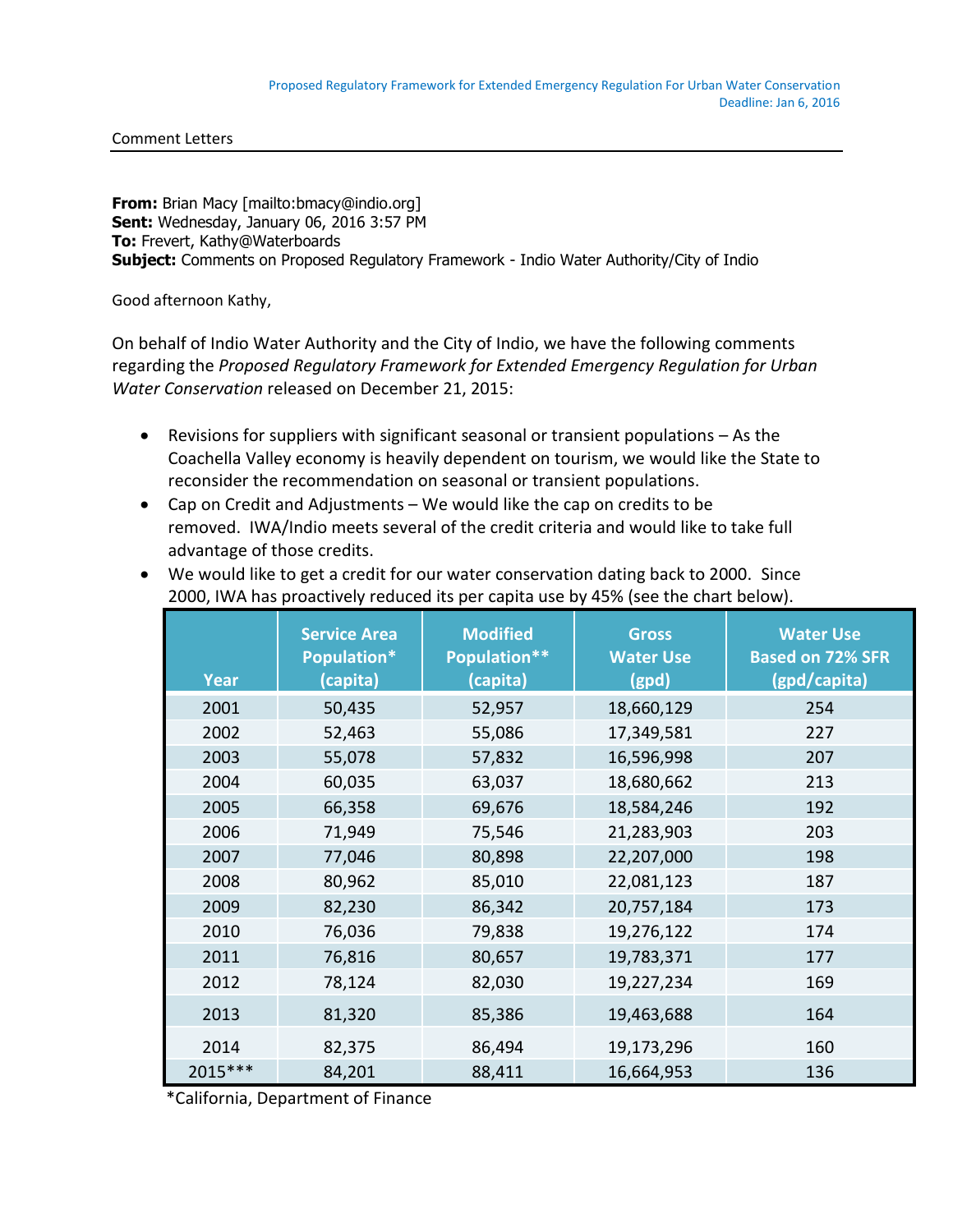Comment Letters

**From:** Brian Macy [mailto:bmacy@indio.org]
**Sent:** Wednesday, January 06, 2016 3:57 PM
**To:** Frevert, Kathy@Waterboards
**Subject:** Comments on Proposed Regulatory Framework - Indio Water Authority/City of Indio

Good afternoon Kathy,

On behalf of Indio Water Authority and the City of Indio, we have the following comments regarding the *Proposed Regulatory Framework for Extended Emergency Regulation for Urban Water Conservation* released on December 21, 2015:

- Revisions for suppliers with significant seasonal or transient populations – As the Coachella Valley economy is heavily dependent on tourism, we would like the State to reconsider the recommendation on seasonal or transient populations.
- Cap on Credit and Adjustments – We would like the cap on credits to be removed. IWA/Indio meets several of the credit criteria and would like to take full advantage of those credits.
- We would like to get a credit for our water conservation dating back to 2000. Since 2000, IWA has proactively reduced its per capita use by 45% (see the chart below).

| Year | Service Area Population* (capita) | Modified Population** (capita) | Gross Water Use (gpd) | Water Use Based on 72% SFR (gpd/capita) |
|---|---|---|---|---|
| 2001 | 50,435 | 52,957 | 18,660,129 | 254 |
| 2002 | 52,463 | 55,086 | 17,349,581 | 227 |
| 2003 | 55,078 | 57,832 | 16,596,998 | 207 |
| 2004 | 60,035 | 63,037 | 18,680,662 | 213 |
| 2005 | 66,358 | 69,676 | 18,584,246 | 192 |
| 2006 | 71,949 | 75,546 | 21,283,903 | 203 |
| 2007 | 77,046 | 80,898 | 22,207,000 | 198 |
| 2008 | 80,962 | 85,010 | 22,081,123 | 187 |
| 2009 | 82,230 | 86,342 | 20,757,184 | 173 |
| 2010 | 76,036 | 79,838 | 19,276,122 | 174 |
| 2011 | 76,816 | 80,657 | 19,783,371 | 177 |
| 2012 | 78,124 | 82,030 | 19,227,234 | 169 |
| 2013 | 81,320 | 85,386 | 19,463,688 | 164 |
| 2014 | 82,375 | 86,494 | 19,173,296 | 160 |
| 2015*** | 84,201 | 88,411 | 16,664,953 | 136 |

*California, Department of Finance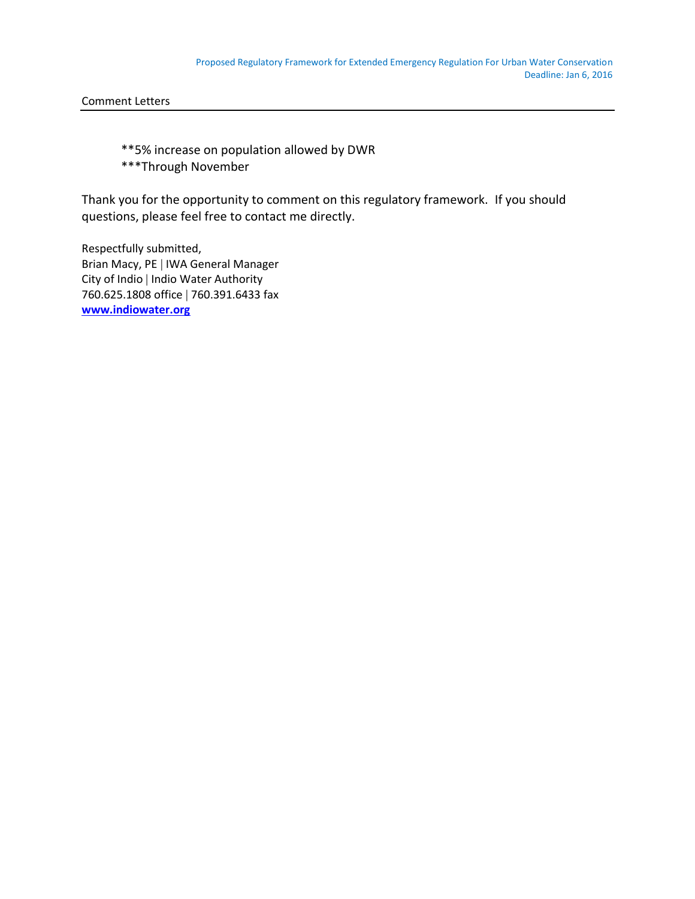Comment Letters

**5% increase on population allowed by DWR
***Through November

Thank you for the opportunity to comment on this regulatory framework. If you should questions, please feel free to contact me directly.

Respectfully submitted,
Brian Macy, PE | IWA General Manager
City of Indio | Indio Water Authority
760.625.1808 office | 760.391.6433 fax
**www.indiowater.org**